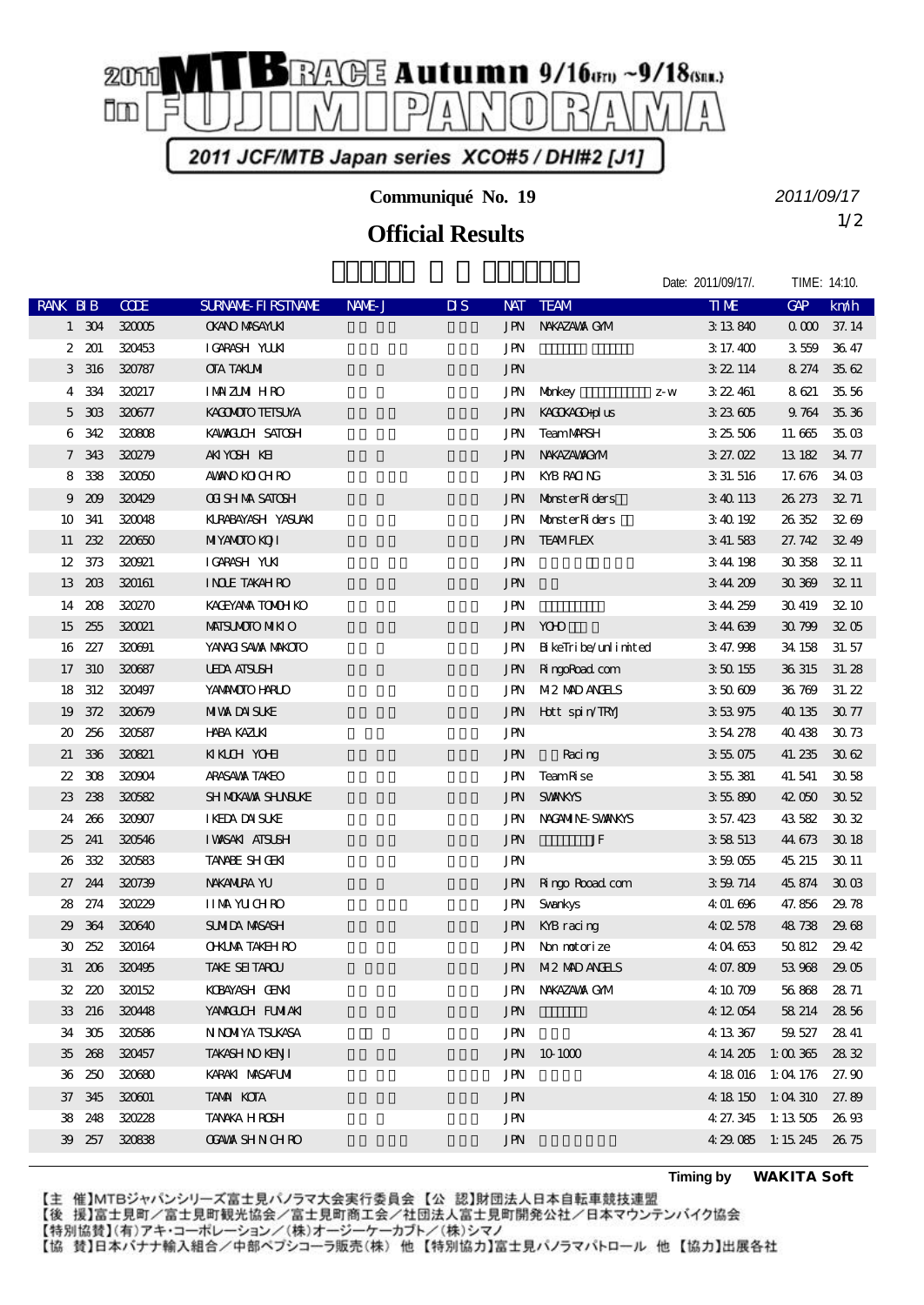# 2011 MTB RACE Autumn 9/16(Fri) ~9/18(Sun.) in FUJIMI PANORAMA

2011 JCF/MTB Japan series XCO#5 / DHI#2 [J1]

**Communiqué No. 19**

2011/09/17

1/2

## Official Results

Date: 2011/09/17/. TIME: 14:10.

| RANK | BIB | CODE | SURNAME-FIRSTNAME | NAME-J | DIS | NAT | TEAM | TIME | GAP | km/h |
|---|---|---|---|---|---|---|---|---|---|---|
| 1 | 304 | 320005 | OKANO MASAYUKI | | | JPN | NAKAZAWA GYM | 3:13.840 | 0.000 | 37.14 |
| 2 | 201 | 320453 | IGARASHI YUUKI | | | JPN | | 3:17.400 | 3.559 | 36.47 |
| 3 | 316 | 320787 | OTA TAKUMI | | | JPN | | 3:22.114 | 8.274 | 35.62 |
| 4 | 334 | 320217 | IMAIZUMI HIRO | | | JPN | Monkey z-w | 3:22.461 | 8.621 | 35.56 |
| 5 | 303 | 320677 | KAGOMOTO TETSUYA | | | JPN | KAGOKAGO+plus | 3:23.605 | 9.764 | 35.36 |
| 6 | 342 | 320808 | KAWAGUCHI SATOSHI | | | JPN | Team MARSH | 3:25.506 | 11.665 | 35.03 |
| 7 | 343 | 320279 | AKIYOSHI KEI | | | JPN | NAKAZAWAGYM | 3:27.022 | 13.182 | 34.77 |
| 8 | 338 | 320050 | AWANO KOICHIRO | | | JPN | KYB RACING | 3:31.516 | 17.676 | 34.03 |
| 9 | 209 | 320429 | OGISHIMA SATOSHI | | | JPN | MonsterRiders | 3:40.113 | 26.273 | 32.71 |
| 10 | 341 | 320048 | KURABAYASHI YASUAKI | | | JPN | MonsterRiders | 3:40.192 | 26.352 | 32.69 |
| 11 | 232 | 220650 | MIYAMOTO KOJI | | | JPN | TEAM FLEX | 3:41.583 | 27.742 | 32.49 |
| 12 | 373 | 320921 | IGARASHI YUKI | | | JPN | | 3:44.198 | 30.358 | 32.11 |
| 13 | 203 | 320161 | INOUE TAKAHIRO | | | JPN | | 3:44.209 | 30.369 | 32.11 |
| 14 | 208 | 320270 | KAGEYAMA TOMOHIKO | | | JPN | | 3:44.259 | 30.419 | 32.10 |
| 15 | 255 | 320021 | MATSUMOTO MIKIO | | | JPN | YOHO | 3:44.639 | 30.799 | 32.05 |
| 16 | 227 | 320691 | YANAGISAWA MAKOTO | | | JPN | BikeTribe/unlimited | 3:47.998 | 34.158 | 31.57 |
| 17 | 310 | 320687 | UEDA ATSUSHI | | | JPN | RingoRoad.com | 3:50.155 | 36.315 | 31.28 |
| 18 | 312 | 320497 | YAMAMOTO HARUO | | | JPN | M2 MAD ANGELS | 3:50.609 | 36.769 | 31.22 |
| 19 | 372 | 320679 | MIWA DAISUKE | | | JPN | Hott spin/TRYJ | 3:53.975 | 40.135 | 30.77 |
| 20 | 256 | 320587 | HABA KAZUKI | | | JPN | | 3:54.278 | 40.438 | 30.73 |
| 21 | 336 | 320821 | KIKUCHI YOHEI | | | JPN | Racing | 3:55.075 | 41.235 | 30.62 |
| 22 | 308 | 320904 | ARASAWA TAKEO | | | JPN | Team Rise | 3:55.381 | 41.541 | 30.58 |
| 23 | 238 | 320582 | SHIMOKAWA SHUNSUKE | | | JPN | SWANKYS | 3:55.890 | 42.050 | 30.52 |
| 24 | 266 | 320907 | IKEDA DAISUKE | | | JPN | NAGAMINE-SWANKYS | 3:57.423 | 43.582 | 30.32 |
| 25 | 241 | 320546 | IWASAKI ATSUSHI | | | JPN | JF | 3:58.513 | 44.673 | 30.18 |
| 26 | 332 | 320583 | TANABE SHIGEKI | | | JPN | | 3:59.055 | 45.215 | 30.11 |
| 27 | 244 | 320739 | NAKAMURA YU | | | JPN | Ringo Rooad.com | 3:59.714 | 45.874 | 30.03 |
| 28 | 274 | 320229 | IIMA YUICHIRO | | | JPN | Swankys | 4:01.696 | 47.856 | 29.78 |
| 29 | 364 | 320640 | SUMIDA MASASHI | | | JPN | KYB racing | 4:02.578 | 48.738 | 29.68 |
| 30 | 252 | 320164 | OHKUMA TAKEHIRO | | | JPN | Non motorize | 4:04.653 | 50.812 | 29.42 |
| 31 | 206 | 320495 | TAKE SEITAROU | | | JPN | M2 MAD ANGELS | 4:07.809 | 53.968 | 29.05 |
| 32 | 220 | 320152 | KOBAYASHI GENKI | | | JPN | NAKAZAWA GYM | 4:10.709 | 56.868 | 28.71 |
| 33 | 216 | 320448 | YAMAGUCHI FUMIAKI | | | JPN | | 4:12.054 | 58.214 | 28.56 |
| 34 | 305 | 320586 | NINOMIYA TSUKASA | | | JPN | | 4:13.367 | 59.527 | 28.41 |
| 35 | 268 | 320457 | TAKASHINO KENJI | | | JPN | 10-1000 | 4:14.205 | 1:00.365 | 28.32 |
| 36 | 250 | 320680 | KARAKI MASAFUMI | | | JPN | | 4:18.016 | 1:04.176 | 27.90 |
| 37 | 345 | 320601 | TAMAI KOTA | | | JPN | | 4:18.150 | 1:04.310 | 27.89 |
| 38 | 248 | 320228 | TANAKA HIROSHI | | | JPN | | 4:27.345 | 1:13.505 | 26.93 |
| 39 | 257 | 320838 | OGAWA SHINICHIRO | | | JPN | | 4:29.085 | 1:15.245 | 26.75 |

Timing by **WAKITA Soft**

【主 催】MTBジャパンシリーズ富士見パノラマ大会実行委員会 【公 認】財団法人日本自転車競技連盟
【後 援】富士見町／富士見町観光協会／富士見町商工会／社団法人富士見町開発公社／日本マウンテンバイク協会
【特別協賛】(有)アキ・コーポレーション／(株)オージーケーカブト／(株)シマノ
【協 賛】日本バナナ輸入組合／中部ペプシコーラ販売(株) 他 【特別協力】富士見パノラマパトロール 他 【協力】出展各社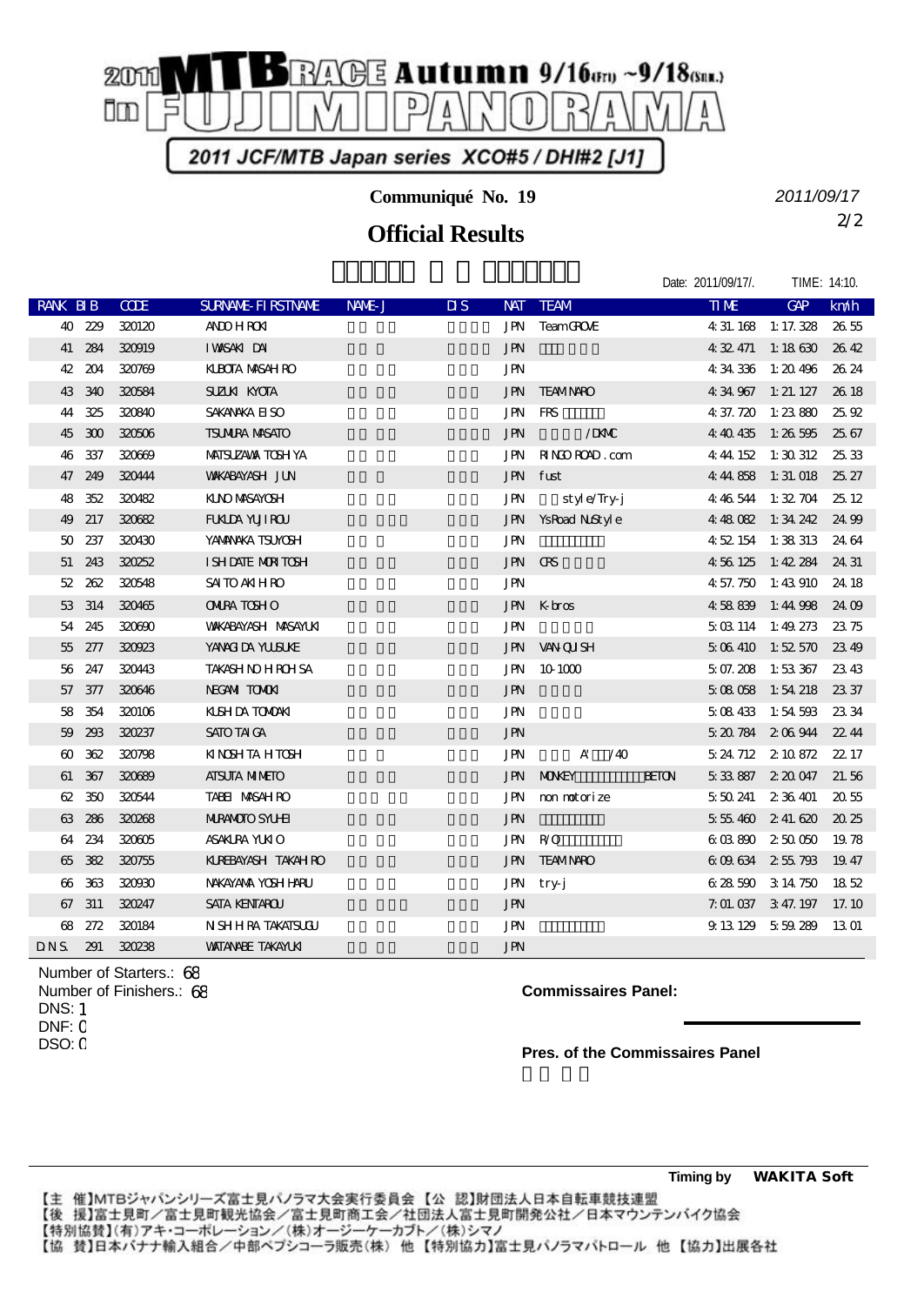# 2011 MTB RACE Autumn 9/16(Fri) ~9/18(Sun.) in FUJIMIPANORAMA

2011 JCF/MTB Japan series XCO#5 / DHI#2 [J1]

**Communiqué No. 19**

*2011/09/17*

## Official Results

Date: 2011/09/17. TIME: 14:10.

| RANK | BIB | CODE | SURNAME-FIRSTNAME | NAME-J | DIS | NAT | TEAM | TIME | GAP | km/h |
|---|---|---|---|---|---|---|---|---|---|---|
| 40 | 229 | 320120 | ANDO HIROKI | | | JPN | TeamGROVE | 4:31.168 | 1:17.328 | 26.55 |
| 41 | 284 | 320919 | IWASAKI DAI | | | JPN | | 4:32.471 | 1:18.630 | 26.42 |
| 42 | 204 | 320769 | KUBOTA MASAHIRO | | | JPN | | 4:34.336 | 1:20.496 | 26.24 |
| 43 | 340 | 320584 | SUZUKI KYOTA | | | JPN | TEAM NARO | 4:34.967 | 1:21.127 | 26.18 |
| 44 | 325 | 320840 | SAKANAKA EISO | | | JPN | FRS | 4:37.720 | 1:23.880 | 25.92 |
| 45 | 300 | 320506 | TSUMURA MASATO | | | JPN | /DKMC | 4:40.435 | 1:26.595 | 25.67 |
| 46 | 337 | 320669 | MATSUZAWA TOSHIYA | | | JPN | RINGO ROAD.com | 4:44.152 | 1:30.312 | 25.33 |
| 47 | 249 | 320444 | WAKABAYASHI JUN | | | JPN | fust | 4:44.858 | 1:31.018 | 25.27 |
| 48 | 352 | 320482 | KUNO MASAYOSHI | | | JPN | style/Try-j | 4:46.544 | 1:32.704 | 25.12 |
| 49 | 217 | 320682 | FUKUDA YUJIROU | | | JPN | YsRoad NuStyle | 4:48.082 | 1:34.242 | 24.99 |
| 50 | 237 | 320430 | YAMANAKA TSUYOSHI | | | JPN | | 4:52.154 | 1:38.313 | 24.64 |
| 51 | 243 | 320252 | ISHIDATE MORITOSHI | | | JPN | CRS | 4:56.125 | 1:42.284 | 24.31 |
| 52 | 262 | 320548 | SAITO AKIHIRO | | | JPN | | 4:57.750 | 1:43.910 | 24.18 |
| 53 | 314 | 320465 | OMURA TOSHIO | | | JPN | K-bros | 4:58.839 | 1:44.998 | 24.09 |
| 54 | 245 | 320690 | WAKABAYASHI MASAYUKI | | | JPN | | 5:03.114 | 1:49.273 | 23.75 |
| 55 | 277 | 320923 | YANAGIDA YUUSUKE | | | JPN | VANQUISH | 5:06.410 | 1:52.570 | 23.49 |
| 56 | 247 | 320443 | TAKASHINO HIROHISA | | | JPN | 10-1000 | 5:07.208 | 1:53.367 | 23.43 |
| 57 | 377 | 320646 | NEGAMI TOMOKI | | | JPN | | 5:08.058 | 1:54.218 | 23.37 |
| 58 | 354 | 320106 | KUSHIDA TOMOAKI | | | JPN | | 5:08.433 | 1:54.593 | 23.34 |
| 59 | 293 | 320237 | SATO TAIGA | | | JPN | | 5:20.784 | 2:06.944 | 22.44 |
| 60 | 362 | 320798 | KINOSHITA HITOSHI | | | JPN | A' /40 | 5:24.712 | 2:10.872 | 22.17 |
| 61 | 367 | 320689 | ATSUTA MINETO | | | JPN | MONKEY BETON | 5:33.887 | 2:20.047 | 21.56 |
| 62 | 350 | 320544 | TABEI MASAHIRO | | | JPN | non motorize | 5:50.241 | 2:36.401 | 20.55 |
| 63 | 286 | 320268 | MURAMOTO SYUHEI | | | JPN | | 5:55.460 | 2:41.620 | 20.25 |
| 64 | 234 | 320605 | ASAKURA YUKIO | | | JPN | R/O | 6:03.890 | 2:50.050 | 19.78 |
| 65 | 382 | 320755 | KUREBAYASHI TAKAHIRO | | | JPN | TEAM NARO | 6:09.634 | 2:55.793 | 19.47 |
| 66 | 363 | 320930 | NAKAYAMA YOSHIHARU | | | JPN | try-j | 6:28.590 | 3:14.750 | 18.52 |
| 67 | 311 | 320247 | SATA KENTAROU | | | JPN | | 7:01.037 | 3:47.197 | 17.10 |
| 68 | 272 | 320184 | NISHIHIRA TAKATSUGU | | | JPN | | 9:13.129 | 5:59.289 | 13.01 |
| DNS | 291 | 320238 | WATANABE TAKAYUKI | | | JPN | | | | |

Number of Starters.: 68
Number of Finishers.: 68
DNS: 1
DNF: 0
DSO: 0

**Commissaires Panel:**

**Pres. of the Commissaires Panel**

Timing by **WAKITA Soft**

【主 催】MTBジャパンシリーズ富士見パノラマ大会実行委員会 【公 認】財団法人日本自転車競技連盟
【後 援】富士見町／富士見町観光協会／富士見町商工会／社団法人富士見町開発公社／日本マウンテンバイク協会
【特別協賛】(有)アキ・コーポレーション／(株)オージーケーカブト／(株)シマノ
【協 賛】日本バナナ輸入組合／中部ペプシコーラ販売(株) 他 【特別協力】富士見パノラマパトロール 他 【協力】出展各社